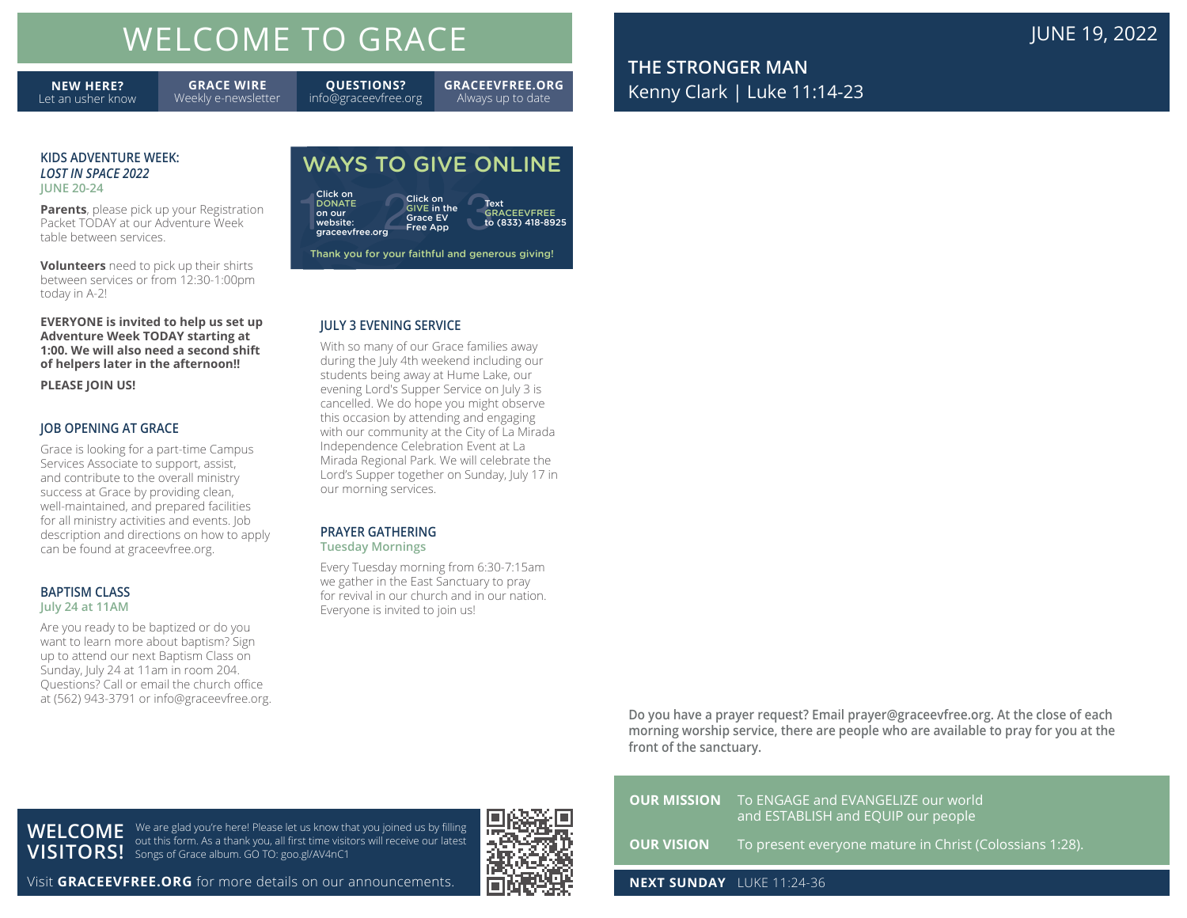# WELCOME TO GRACE

**NEW HERE?** Let an usher know | **GRACE WIRE** Weekly e-newsletter | **QUESTIONS?** info@graceevfree.org | **GRACEEVFREE.ORG** Always up to date

## KIDS ADVENTURE WEEK: *LOST IN SPACE 2022*

JUNE 20-24

**Parents**, please pick up your Registration Packet TODAY at our Adventure Week table between services.

**Volunteers** need to pick up their shirts between services or from 12:30-1:00pm today in A-2!

**EVERYONE is invited to help us set up Adventure Week TODAY starting at 1:00. We will also need a second shift of helpers later in the afternoon!!**

**PLEASE JOIN US!**

## JOB OPENING AT GRACE

Grace is looking for a part-time Campus Services Associate to support, assist, and contribute to the overall ministry success at Grace by providing clean, well-maintained, and prepared facilities for all ministry activities and events. Job description and directions on how to apply can be found at graceevfree.org.

## BAPTISM CLASS

July 24 at 11AM

Are you ready to be baptized or do you want to learn more about baptism? Sign up to attend our next Baptism Class on Sunday, July 24 at 11am in room 204. Questions? Call or email the church office at (562) 943-3791 or info@graceevfree.org.

## WAYS TO GIVE ONLINE

1. Click on DONATE on our website: graceevfree.org
2. Click on GIVE in the Grace EV Free App
3. Text GRACEEVFREE to (833) 418-8925

Thank you for your faithful and generous giving!

## JULY 3 EVENING SERVICE

With so many of our Grace families away during the July 4th weekend including our students being away at Hume Lake, our evening Lord's Supper Service on July 3 is cancelled. We do hope you might observe this occasion by attending and engaging with our community at the City of La Mirada Independence Celebration Event at La Mirada Regional Park. We will celebrate the Lord's Supper together on Sunday, July 17 in our morning services.

## PRAYER GATHERING

Tuesday Mornings

Every Tuesday morning from 6:30-7:15am we gather in the East Sanctuary to pray for revival in our church and in our nation. Everyone is invited to join us!

## WELCOME VISITORS!

We are glad you're here! Please let us know that you joined us by filling out this form. As a thank you, all first time visitors will receive our latest Songs of Grace album. GO TO: goo.gl/AV4nC1

Visit **GRACEEVFREE.ORG** for more details on our announcements.

JUNE 19, 2022

## THE STRONGER MAN

Kenny Clark | Luke 11:14-23

**Do you have a prayer request? Email prayer@graceevfree.org. At the close of each morning worship service, there are people who are available to pray for you at the front of the sanctuary.**

**OUR MISSION** To ENGAGE and EVANGELIZE our world and ESTABLISH and EQUIP our people

**OUR VISION** To present everyone mature in Christ (Colossians 1:28).

**NEXT SUNDAY** LUKE 11:24-36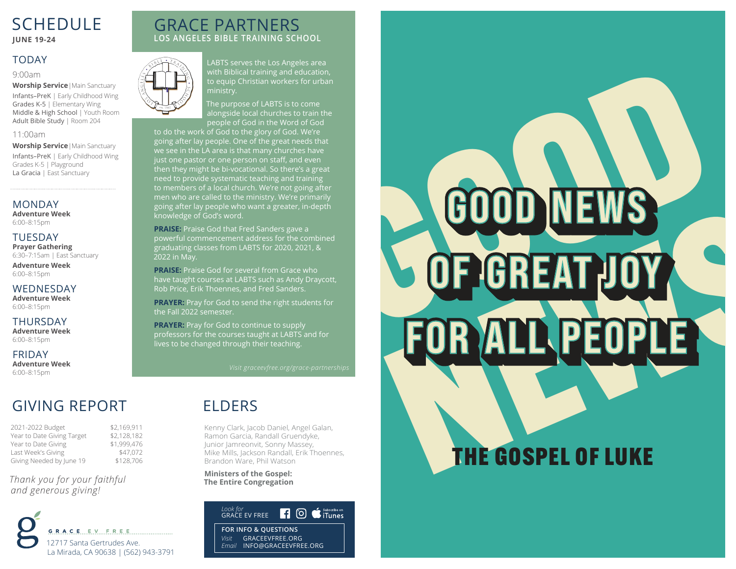# SCHEDULE

**JUNE 19-24**

## TODAY

9:00am

**Worship Service** | Main Sanctuary

Infants–PreK | Early Childhood Wing
Grades K-5 | Elementary Wing
Middle & High School | Youth Room
Adult Bible Study | Room 204

11:00am

**Worship Service** | Main Sanctuary

Infants–PreK | Early Childhood Wing
Grades K-5 | Playground
La Gracia | East Sanctuary

## MONDAY

**Adventure Week**
6:00–8:15pm

## TUESDAY

**Prayer Gathering**
6:30–7:15am | East Sanctuary

**Adventure Week**
6:00–8:15pm

## WEDNESDAY

**Adventure Week**
6:00–8:15pm

## THURSDAY

**Adventure Week**
6:00–8:15pm

## FRIDAY

**Adventure Week**
6:00–8:15pm

# GRACE PARTNERS

**LOS ANGELES BIBLE TRAINING SCHOOL**

LABTS serves the Los Angeles area with Biblical training and education, to equip Christian workers for urban ministry.

The purpose of LABTS is to come alongside local churches to train the people of God in the Word of God to do the work of God to the glory of God. We're going after lay people. One of the great needs that we see in the LA area is that many churches have just one pastor or one person on staff, and even then they might be bi-vocational. So there's a great need to provide systematic teaching and training to members of a local church. We're not going after men who are called to the ministry. We're primarily going after lay people who want a greater, in-depth knowledge of God's word.

**PRAISE:** Praise God that Fred Sanders gave a powerful commencement address for the combined graduating classes from LABTS for 2020, 2021, & 2022 in May.

**PRAISE:** Praise God for several from Grace who have taught courses at LABTS such as Andy Draycott, Rob Price, Erik Thoennes, and Fred Sanders.

**PRAYER:** Pray for God to send the right students for the Fall 2022 semester.

**PRAYER:** Pray for God to continue to supply professors for the courses taught at LABTS and for lives to be changed through their teaching.

*Visit graceevfree.org/grace-partnerships*

# GIVING REPORT

| | |
|---|---|
| 2021-2022 Budget | $2,169,911 |
| Year to Date Giving Target | $2,128,182 |
| Year to Date Giving | $1,999,476 |
| Last Week's Giving | $47,072 |
| Giving Needed by June 19 | $128,706 |

*Thank you for your faithful and generous giving!*

GRACE EV FREE
12717 Santa Gertrudes Ave.
La Mirada, CA 90638 | (562) 943-3791

# ELDERS

Kenny Clark, Jacob Daniel, Angel Galan, Ramon Garcia, Randall Gruendyke, Junior Jamreonvit, Sonny Massey, Mike Mills, Jackson Randall, Erik Thoennes, Brandon Ware, Phil Watson

**Ministers of the Gospel:**
**The Entire Congregation**

*Look for* GRACE EV FREE

**FOR INFO & QUESTIONS**
*Visit* GRACEEVFREE.ORG
*Email* INFO@GRACEEVFREE.ORG

# GOOD NEWS OF GREAT JOY FOR ALL PEOPLE

## THE GOSPEL OF LUKE